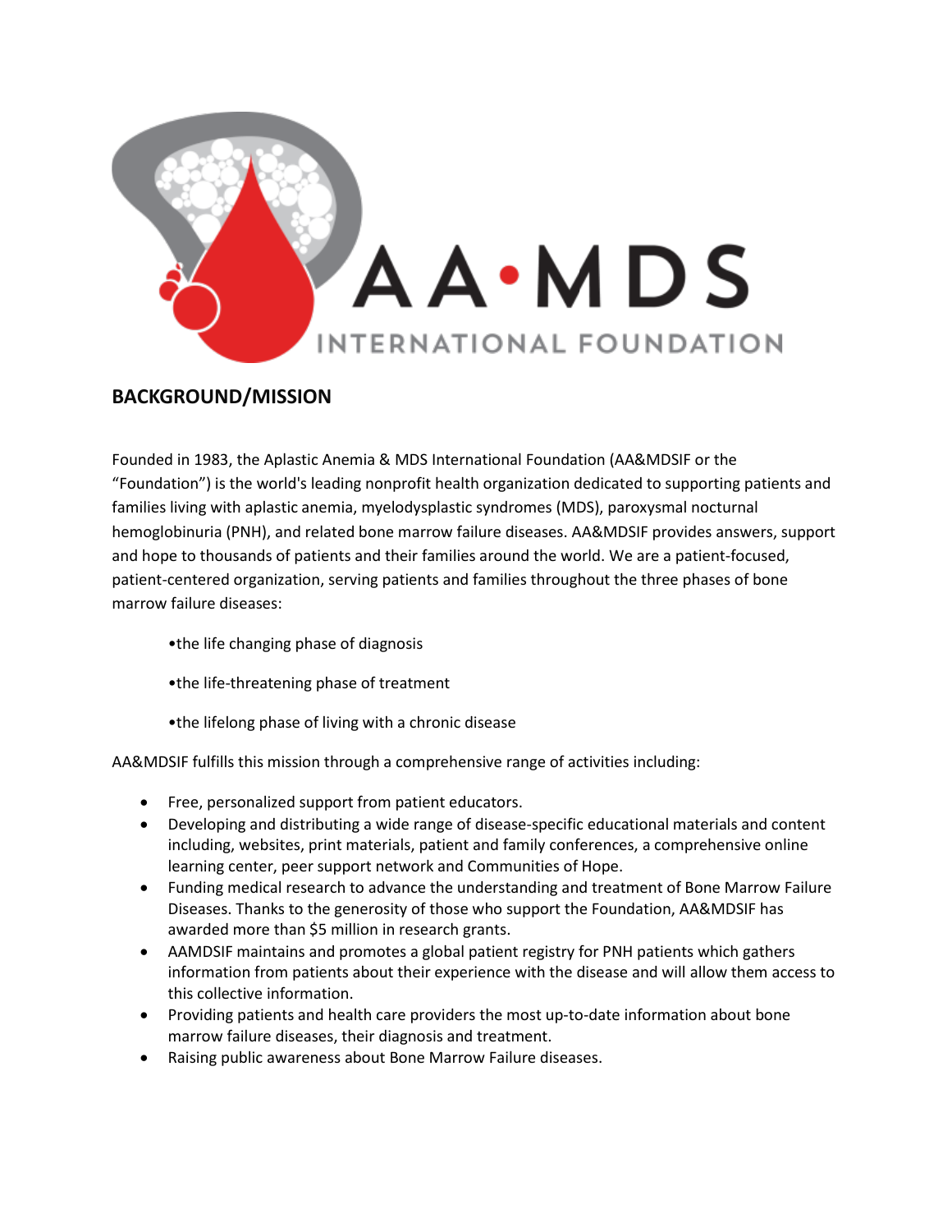AA·MDS INTERNATIONAL FOUNDATION

## BACKGROUND/MISSION

Founded in 1983, the Aplastic Anemia & MDS International Foundation (AA&MDSIF or the "Foundation") is the world's leading nonprofit health organization dedicated to supporting patients and families living with aplastic anemia, myelodysplastic syndromes (MDS), paroxysmal nocturnal hemoglobinuria (PNH), and related bone marrow failure diseases. AA&MDSIF provides answers, support and hope to thousands of patients and their families around the world. We are a patient-focused, patient-centered organization, serving patients and families throughout the three phases of bone marrow failure diseases:

- the life changing phase of diagnosis
- the life-threatening phase of treatment
- the lifelong phase of living with a chronic disease

AA&MDSIF fulfills this mission through a comprehensive range of activities including:

- Free, personalized support from patient educators.
- Developing and distributing a wide range of disease-specific educational materials and content including, websites, print materials, patient and family conferences, a comprehensive online learning center, peer support network and Communities of Hope.
- Funding medical research to advance the understanding and treatment of Bone Marrow Failure Diseases. Thanks to the generosity of those who support the Foundation, AA&MDSIF has awarded more than $5 million in research grants.
- AAMDSIF maintains and promotes a global patient registry for PNH patients which gathers information from patients about their experience with the disease and will allow them access to this collective information.
- Providing patients and health care providers the most up-to-date information about bone marrow failure diseases, their diagnosis and treatment.
- Raising public awareness about Bone Marrow Failure diseases.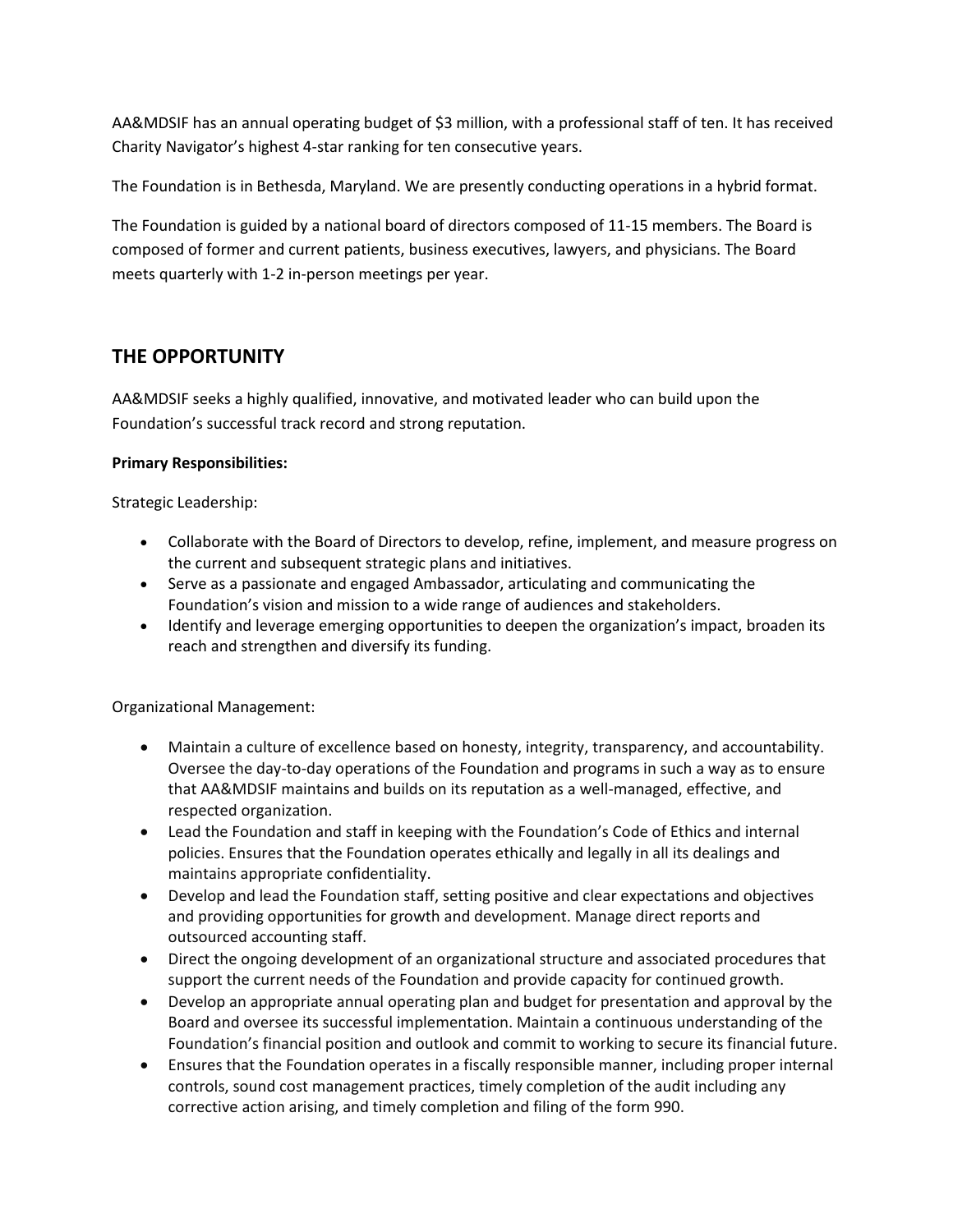AA&MDSIF has an annual operating budget of $3 million, with a professional staff of ten. It has received Charity Navigator's highest 4-star ranking for ten consecutive years.

The Foundation is in Bethesda, Maryland. We are presently conducting operations in a hybrid format.

The Foundation is guided by a national board of directors composed of 11-15 members. The Board is composed of former and current patients, business executives, lawyers, and physicians. The Board meets quarterly with 1-2 in-person meetings per year.

## THE OPPORTUNITY

AA&MDSIF seeks a highly qualified, innovative, and motivated leader who can build upon the Foundation's successful track record and strong reputation.

**Primary Responsibilities:**

Strategic Leadership:

- Collaborate with the Board of Directors to develop, refine, implement, and measure progress on the current and subsequent strategic plans and initiatives.
- Serve as a passionate and engaged Ambassador, articulating and communicating the Foundation's vision and mission to a wide range of audiences and stakeholders.
- Identify and leverage emerging opportunities to deepen the organization's impact, broaden its reach and strengthen and diversify its funding.

Organizational Management:

- Maintain a culture of excellence based on honesty, integrity, transparency, and accountability. Oversee the day-to-day operations of the Foundation and programs in such a way as to ensure that AA&MDSIF maintains and builds on its reputation as a well-managed, effective, and respected organization.
- Lead the Foundation and staff in keeping with the Foundation's Code of Ethics and internal policies. Ensures that the Foundation operates ethically and legally in all its dealings and maintains appropriate confidentiality.
- Develop and lead the Foundation staff, setting positive and clear expectations and objectives and providing opportunities for growth and development. Manage direct reports and outsourced accounting staff.
- Direct the ongoing development of an organizational structure and associated procedures that support the current needs of the Foundation and provide capacity for continued growth.
- Develop an appropriate annual operating plan and budget for presentation and approval by the Board and oversee its successful implementation. Maintain a continuous understanding of the Foundation's financial position and outlook and commit to working to secure its financial future.
- Ensures that the Foundation operates in a fiscally responsible manner, including proper internal controls, sound cost management practices, timely completion of the audit including any corrective action arising, and timely completion and filing of the form 990.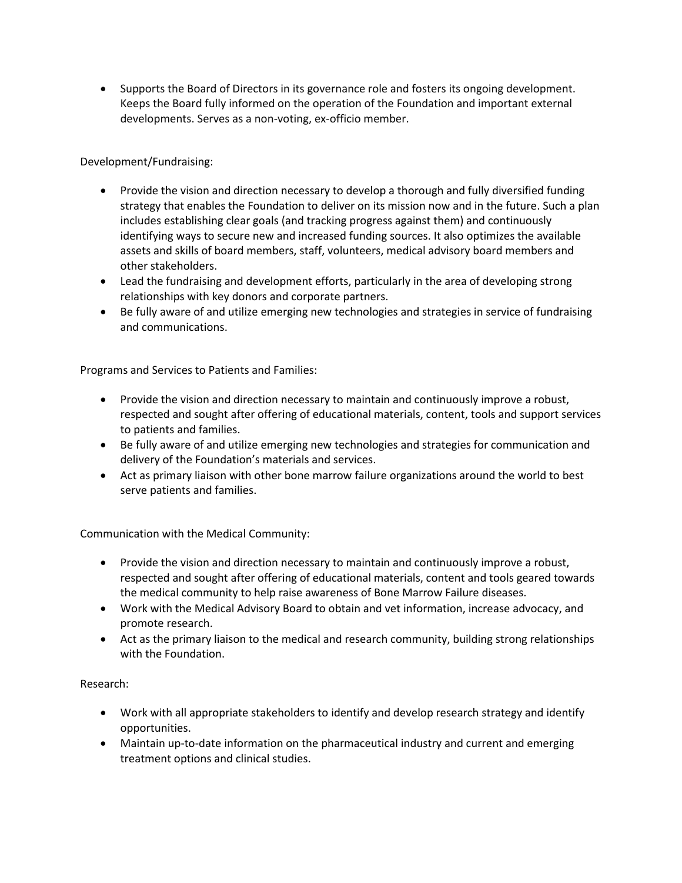- Supports the Board of Directors in its governance role and fosters its ongoing development. Keeps the Board fully informed on the operation of the Foundation and important external developments. Serves as a non-voting, ex-officio member.

Development/Fundraising:

- Provide the vision and direction necessary to develop a thorough and fully diversified funding strategy that enables the Foundation to deliver on its mission now and in the future. Such a plan includes establishing clear goals (and tracking progress against them) and continuously identifying ways to secure new and increased funding sources. It also optimizes the available assets and skills of board members, staff, volunteers, medical advisory board members and other stakeholders.
- Lead the fundraising and development efforts, particularly in the area of developing strong relationships with key donors and corporate partners.
- Be fully aware of and utilize emerging new technologies and strategies in service of fundraising and communications.

Programs and Services to Patients and Families:

- Provide the vision and direction necessary to maintain and continuously improve a robust, respected and sought after offering of educational materials, content, tools and support services to patients and families.
- Be fully aware of and utilize emerging new technologies and strategies for communication and delivery of the Foundation's materials and services.
- Act as primary liaison with other bone marrow failure organizations around the world to best serve patients and families.

Communication with the Medical Community:

- Provide the vision and direction necessary to maintain and continuously improve a robust, respected and sought after offering of educational materials, content and tools geared towards the medical community to help raise awareness of Bone Marrow Failure diseases.
- Work with the Medical Advisory Board to obtain and vet information, increase advocacy, and promote research.
- Act as the primary liaison to the medical and research community, building strong relationships with the Foundation.

Research:

- Work with all appropriate stakeholders to identify and develop research strategy and identify opportunities.
- Maintain up-to-date information on the pharmaceutical industry and current and emerging treatment options and clinical studies.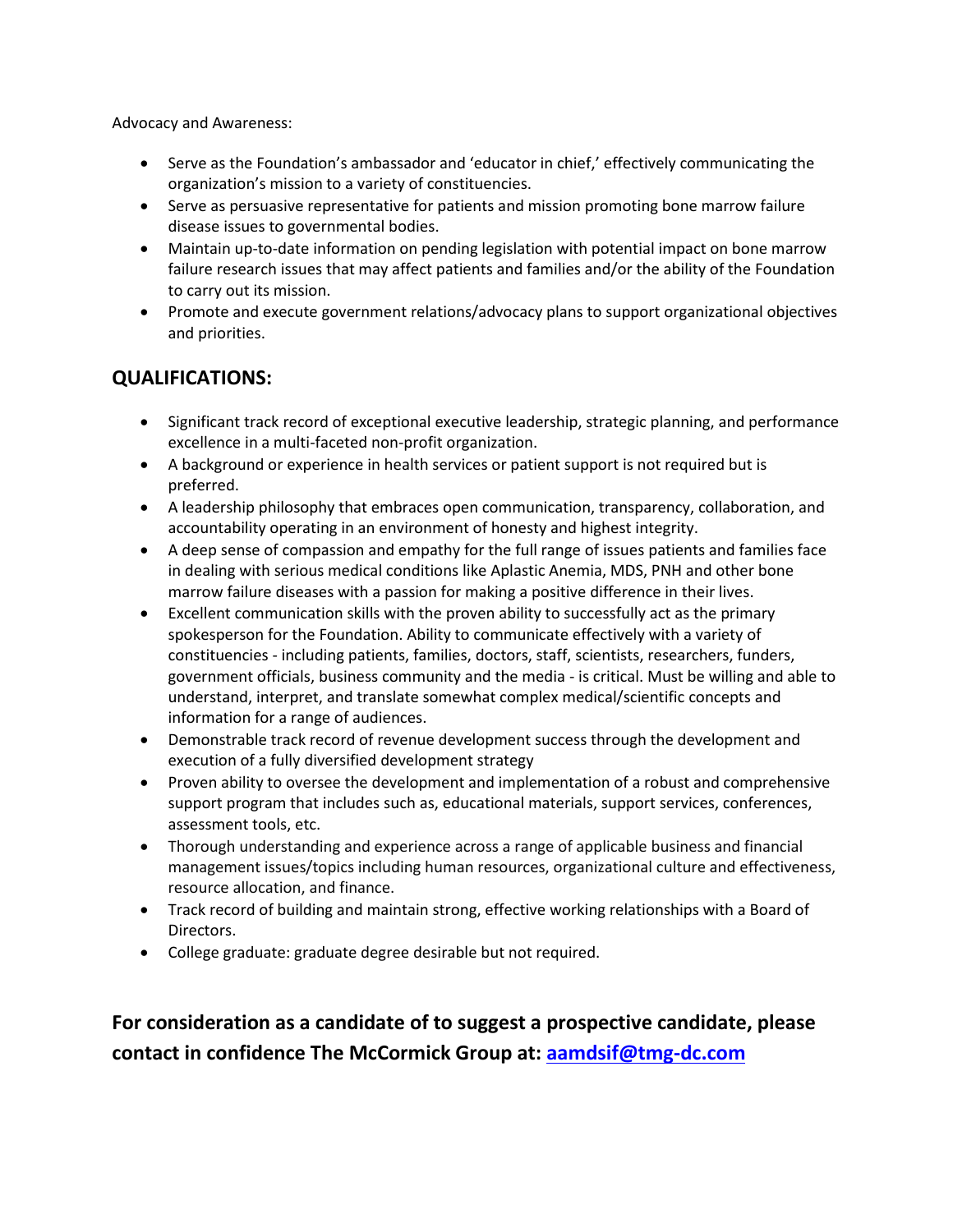Advocacy and Awareness:

- Serve as the Foundation's ambassador and 'educator in chief,' effectively communicating the organization's mission to a variety of constituencies.
- Serve as persuasive representative for patients and mission promoting bone marrow failure disease issues to governmental bodies.
- Maintain up-to-date information on pending legislation with potential impact on bone marrow failure research issues that may affect patients and families and/or the ability of the Foundation to carry out its mission.
- Promote and execute government relations/advocacy plans to support organizational objectives and priorities.

## QUALIFICATIONS:

- Significant track record of exceptional executive leadership, strategic planning, and performance excellence in a multi-faceted non-profit organization.
- A background or experience in health services or patient support is not required but is preferred.
- A leadership philosophy that embraces open communication, transparency, collaboration, and accountability operating in an environment of honesty and highest integrity.
- A deep sense of compassion and empathy for the full range of issues patients and families face in dealing with serious medical conditions like Aplastic Anemia, MDS, PNH and other bone marrow failure diseases with a passion for making a positive difference in their lives.
- Excellent communication skills with the proven ability to successfully act as the primary spokesperson for the Foundation. Ability to communicate effectively with a variety of constituencies - including patients, families, doctors, staff, scientists, researchers, funders, government officials, business community and the media - is critical. Must be willing and able to understand, interpret, and translate somewhat complex medical/scientific concepts and information for a range of audiences.
- Demonstrable track record of revenue development success through the development and execution of a fully diversified development strategy
- Proven ability to oversee the development and implementation of a robust and comprehensive support program that includes such as, educational materials, support services, conferences, assessment tools, etc.
- Thorough understanding and experience across a range of applicable business and financial management issues/topics including human resources, organizational culture and effectiveness, resource allocation, and finance.
- Track record of building and maintain strong, effective working relationships with a Board of Directors.
- College graduate: graduate degree desirable but not required.

**For consideration as a candidate of to suggest a prospective candidate, please contact in confidence The McCormick Group at: [aamdsif@tmg-dc.com](mailto:aamdsif@tmg-dc.com)**